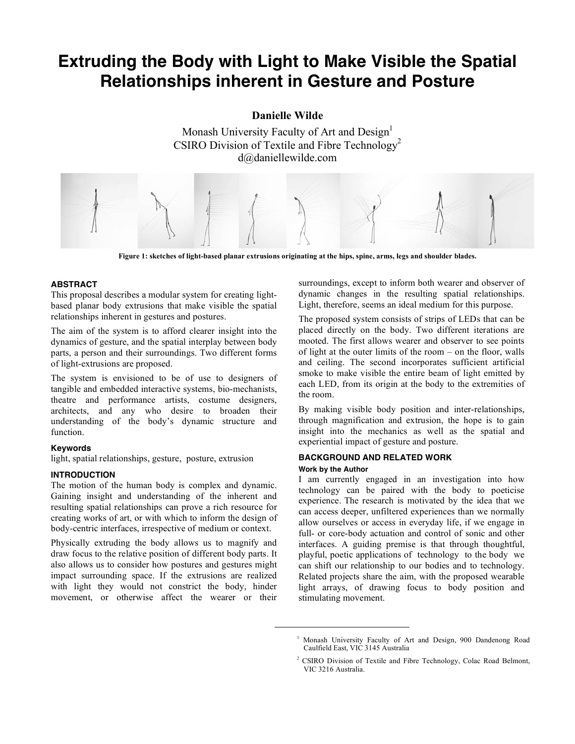# Extruding the Body with Light to Make Visible the Spatial Relationships inherent in Gesture and Posture

**Danielle Wilde**

Monash University Faculty of Art and Design[1]
CSIRO Division of Textile and Fibre Technology[2]
d@daniellewilde.com

**Figure 1: sketches of light-based planar extrusions originating at the hips, spine, arms, legs and shoulder blades.**

## ABSTRACT

This proposal describes a modular system for creating light-based planar body extrusions that make visible the spatial relationships inherent in gestures and postures.

The aim of the system is to afford clearer insight into the dynamics of gesture, and the spatial interplay between body parts, a person and their surroundings. Two different forms of light-extrusions are proposed.

The system is envisioned to be of use to designers of tangible and embedded interactive systems, bio-mechanists, theatre and performance artists, costume designers, architects, and any who desire to broaden their understanding of the body's dynamic structure and function.

### Keywords

light, spatial relationships, gesture, posture, extrusion

## INTRODUCTION

The motion of the human body is complex and dynamic. Gaining insight and understanding of the inherent and resulting spatial relationships can prove a rich resource for creating works of art, or with which to inform the design of body-centric interfaces, irrespective of medium or context.

Physically extruding the body allows us to magnify and draw focus to the relative position of different body parts. It also allows us to consider how postures and gestures might impact surrounding space. If the extrusions are realized with light they would not constrict the body, hinder movement, or otherwise affect the wearer or their surroundings, except to inform both wearer and observer of dynamic changes in the resulting spatial relationships. Light, therefore, seems an ideal medium for this purpose.

The proposed system consists of strips of LEDs that can be placed directly on the body. Two different iterations are mooted. The first allows wearer and observer to see points of light at the outer limits of the room – on the floor, walls and ceiling. The second incorporates sufficient artificial smoke to make visible the entire beam of light emitted by each LED, from its origin at the body to the extremities of the room.

By making visible body position and inter-relationships, through magnification and extrusion, the hope is to gain insight into the mechanics as well as the spatial and experiential impact of gesture and posture.

## BACKGROUND AND RELATED WORK

### Work by the Author

I am currently engaged in an investigation into how technology can be paired with the body to poeticise experience. The research is motivated by the idea that we can access deeper, unfiltered experiences than we normally allow ourselves or access in everyday life, if we engage in full- or core-body actuation and control of sonic and other interfaces. A guiding premise is that through thoughtful, playful, poetic applications of technology to the body we can shift our relationship to our bodies and to technology. Related projects share the aim, with the proposed wearable light arrays, of drawing focus to body position and stimulating movement.

---

[1] Monash University Faculty of Art and Design, 900 Dandenong Road Caulfield East, VIC 3145 Australia

[2] CSIRO Division of Textile and Fibre Technology, Colac Road Belmont, VIC 3216 Australia.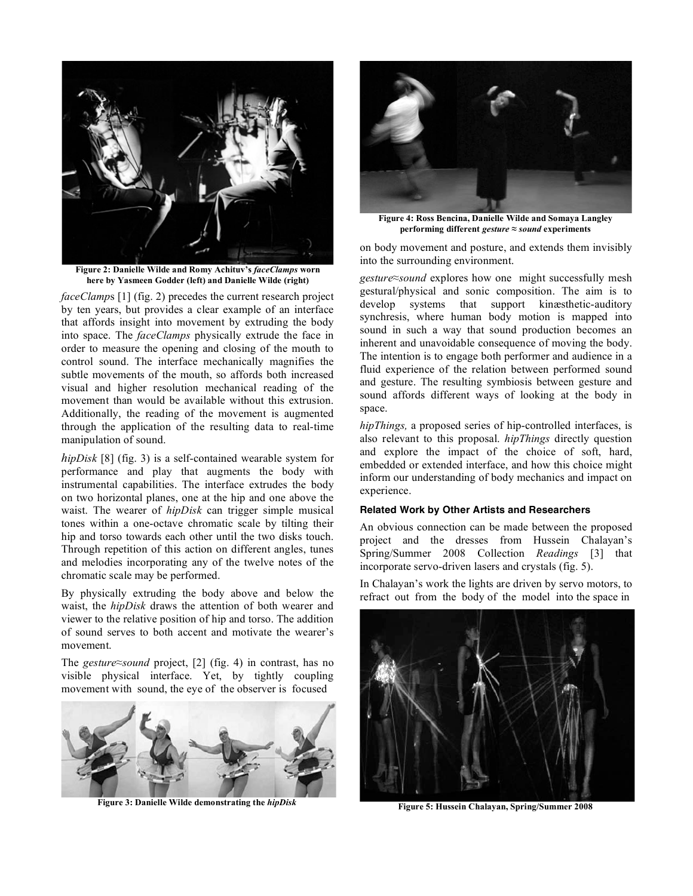Figure 2: Danielle Wilde and Romy Achituv's *faceClamps* worn here by Yasmeen Godder (left) and Danielle Wilde (right)

*faceClamps* [1] (fig. 2) precedes the current research project by ten years, but provides a clear example of an interface that affords insight into movement by extruding the body into space. The *faceClamps* physically extrude the face in order to measure the opening and closing of the mouth to control sound. The interface mechanically magnifies the subtle movements of the mouth, so affords both increased visual and higher resolution mechanical reading of the movement than would be available without this extrusion. Additionally, the reading of the movement is augmented through the application of the resulting data to real-time manipulation of sound.

*hipDisk* [8] (fig. 3) is a self-contained wearable system for performance and play that augments the body with instrumental capabilities. The interface extrudes the body on two horizontal planes, one at the hip and one above the waist. The wearer of *hipDisk* can trigger simple musical tones within a one-octave chromatic scale by tilting their hip and torso towards each other until the two disks touch. Through repetition of this action on different angles, tunes and melodies incorporating any of the twelve notes of the chromatic scale may be performed.

By physically extruding the body above and below the waist, the *hipDisk* draws the attention of both wearer and viewer to the relative position of hip and torso. The addition of sound serves to both accent and motivate the wearer's movement.

The *gesture≈sound* project, [2] (fig. 4) in contrast, has no visible physical interface. Yet, by tightly coupling movement with sound, the eye of the observer is focused on body movement and posture, and extends them invisibly into the surrounding environment.

Figure 3: Danielle Wilde demonstrating the *hipDisk*

Figure 4: Ross Bencina, Danielle Wilde and Somaya Langley performing different *gesture ≈ sound* experiments

*gesture≈sound* explores how one might successfully mesh gestural/physical and sonic composition. The aim is to develop systems that support kinæsthetic-auditory synchresis, where human body motion is mapped into sound in such a way that sound production becomes an inherent and unavoidable consequence of moving the body. The intention is to engage both performer and audience in a fluid experience of the relation between performed sound and gesture. The resulting symbiosis between gesture and sound affords different ways of looking at the body in space.

*hipThings,* a proposed series of hip-controlled interfaces, is also relevant to this proposal. *hipThings* directly question and explore the impact of the choice of soft, hard, embedded or extended interface, and how this choice might inform our understanding of body mechanics and impact on experience.

### Related Work by Other Artists and Researchers

An obvious connection can be made between the proposed project and the dresses from Hussein Chalayan's Spring/Summer 2008 Collection *Readings* [3] that incorporate servo-driven lasers and crystals (fig. 5).

In Chalayan's work the lights are driven by servo motors, to refract out from the body of the model into the space in

Figure 5: Hussein Chalayan, Spring/Summer 2008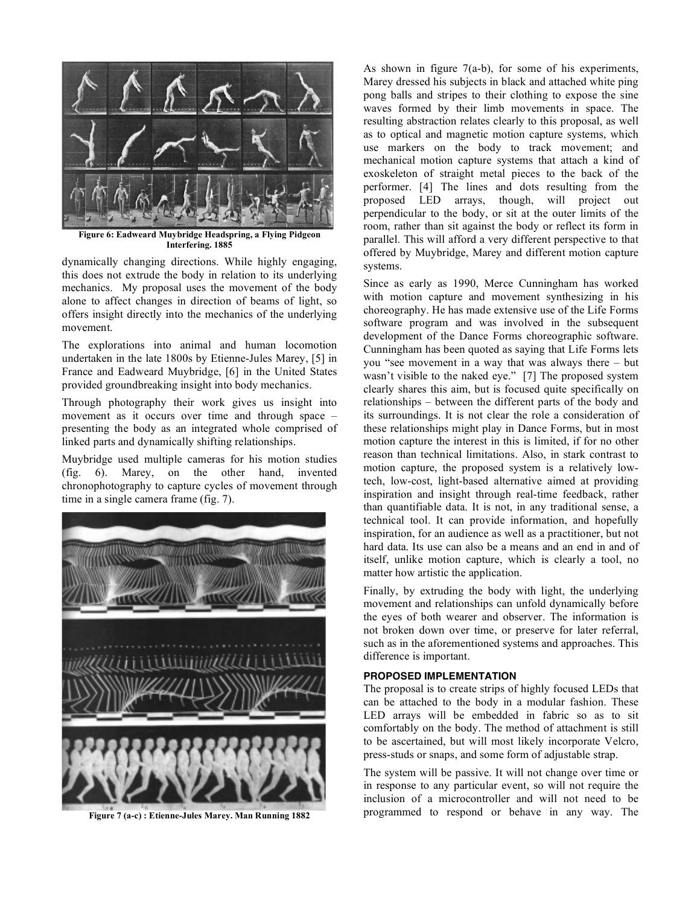**Figure 6: Eadweard Muybridge Headspring, a Flying Pidgeon Interfering. 1885**

dynamically changing directions. While highly engaging, this does not extrude the body in relation to its underlying mechanics. My proposal uses the movement of the body alone to affect changes in direction of beams of light, so offers insight directly into the mechanics of the underlying movement.

The explorations into animal and human locomotion undertaken in the late 1800s by Etienne-Jules Marey, [5] in France and Eadweard Muybridge, [6] in the United States provided groundbreaking insight into body mechanics.

Through photography their work gives us insight into movement as it occurs over time and through space – presenting the body as an integrated whole comprised of linked parts and dynamically shifting relationships.

Muybridge used multiple cameras for his motion studies (fig. 6). Marey, on the other hand, invented chronophotography to capture cycles of movement through time in a single camera frame (fig. 7).

**Figure 7 (a-c) : Etienne-Jules Marey. Man Running 1882**

As shown in figure 7(a-b), for some of his experiments, Marey dressed his subjects in black and attached white ping pong balls and stripes to their clothing to expose the sine waves formed by their limb movements in space. The resulting abstraction relates clearly to this proposal, as well as to optical and magnetic motion capture systems, which use markers on the body to track movement; and mechanical motion capture systems that attach a kind of exoskeleton of straight metal pieces to the back of the performer. [4] The lines and dots resulting from the proposed LED arrays, though, will project out perpendicular to the body, or sit at the outer limits of the room, rather than sit against the body or reflect its form in parallel. This will afford a very different perspective to that offered by Muybridge, Marey and different motion capture systems.

Since as early as 1990, Merce Cunningham has worked with motion capture and movement synthesizing in his choreography. He has made extensive use of the Life Forms software program and was involved in the subsequent development of the Dance Forms choreographic software. Cunningham has been quoted as saying that Life Forms lets you "see movement in a way that was always there – but wasn't visible to the naked eye." [7] The proposed system clearly shares this aim, but is focused quite specifically on relationships – between the different parts of the body and its surroundings. It is not clear the role a consideration of these relationships might play in Dance Forms, but in most motion capture the interest in this is limited, if for no other reason than technical limitations. Also, in stark contrast to motion capture, the proposed system is a relatively low-tech, low-cost, light-based alternative aimed at providing inspiration and insight through real-time feedback, rather than quantifiable data. It is not, in any traditional sense, a technical tool. It can provide information, and hopefully inspiration, for an audience as well as a practitioner, but not hard data. Its use can also be a means and an end in and of itself, unlike motion capture, which is clearly a tool, no matter how artistic the application.

Finally, by extruding the body with light, the underlying movement and relationships can unfold dynamically before the eyes of both wearer and observer. The information is not broken down over time, or preserve for later referral, such as in the aforementioned systems and approaches. This difference is important.

## PROPOSED IMPLEMENTATION

The proposal is to create strips of highly focused LEDs that can be attached to the body in a modular fashion. These LED arrays will be embedded in fabric so as to sit comfortably on the body. The method of attachment is still to be ascertained, but will most likely incorporate Velcro, press-studs or snaps, and some form of adjustable strap.

The system will be passive. It will not change over time or in response to any particular event, so will not require the inclusion of a microcontroller and will not need to be programmed to respond or behave in any way. The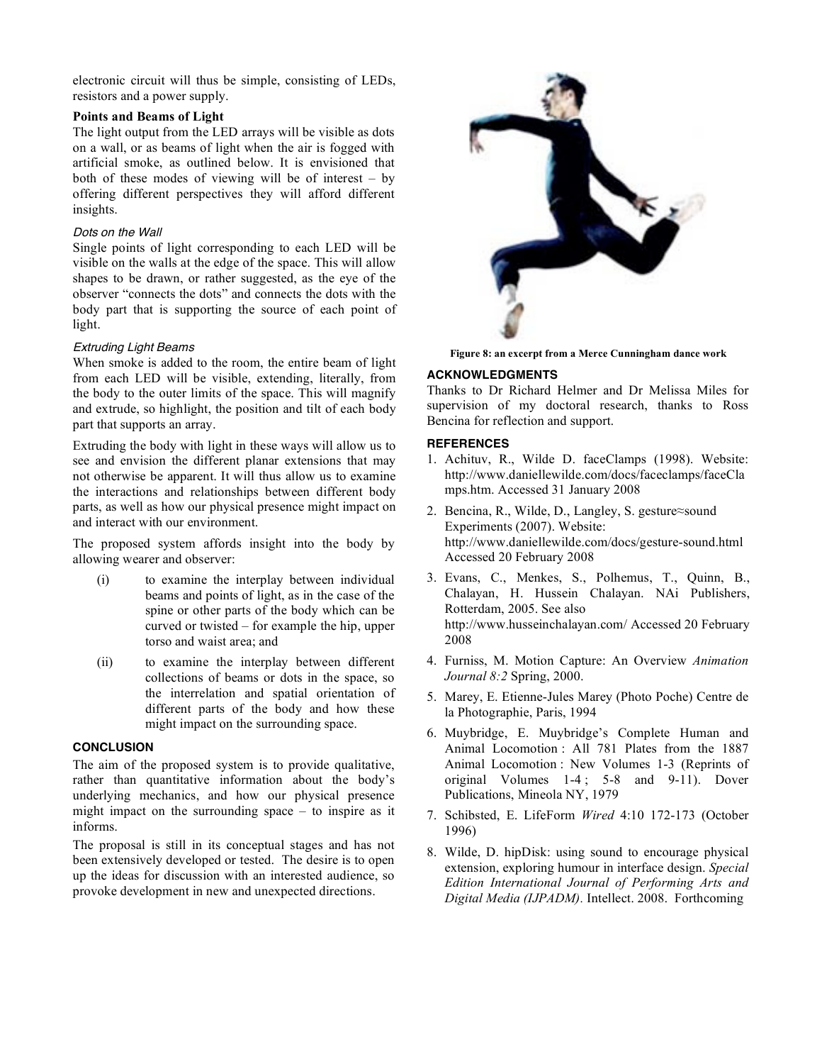electronic circuit will thus be simple, consisting of LEDs, resistors and a power supply.

**Points and Beams of Light**

The light output from the LED arrays will be visible as dots on a wall, or as beams of light when the air is fogged with artificial smoke, as outlined below. It is envisioned that both of these modes of viewing will be of interest – by offering different perspectives they will afford different insights.

*Dots on the Wall*

Single points of light corresponding to each LED will be visible on the walls at the edge of the space. This will allow shapes to be drawn, or rather suggested, as the eye of the observer "connects the dots" and connects the dots with the body part that is supporting the source of each point of light.

*Extruding Light Beams*

When smoke is added to the room, the entire beam of light from each LED will be visible, extending, literally, from the body to the outer limits of the space. This will magnify and extrude, so highlight, the position and tilt of each body part that supports an array.

Extruding the body with light in these ways will allow us to see and envision the different planar extensions that may not otherwise be apparent. It will thus allow us to examine the interactions and relationships between different body parts, as well as how our physical presence might impact on and interact with our environment.

The proposed system affords insight into the body by allowing wearer and observer:

(i) to examine the interplay between individual beams and points of light, as in the case of the spine or other parts of the body which can be curved or twisted – for example the hip, upper torso and waist area; and

(ii) to examine the interplay between different collections of beams or dots in the space, so the interrelation and spatial orientation of different parts of the body and how these might impact on the surrounding space.

## CONCLUSION

The aim of the proposed system is to provide qualitative, rather than quantitative information about the body's underlying mechanics, and how our physical presence might impact on the surrounding space – to inspire as it informs.

The proposal is still in its conceptual stages and has not been extensively developed or tested. The desire is to open up the ideas for discussion with an interested audience, so provoke development in new and unexpected directions.

**Figure 8: an excerpt from a Merce Cunningham dance work**

## ACKNOWLEDGMENTS

Thanks to Dr Richard Helmer and Dr Melissa Miles for supervision of my doctoral research, thanks to Ross Bencina for reflection and support.

## REFERENCES

1. Achituv, R., Wilde D. faceClamps (1998). Website: http://www.daniellewilde.com/docs/faceclamps/faceClamps.htm. Accessed 31 January 2008
2. Bencina, R., Wilde, D., Langley, S. gesture≈sound Experiments (2007). Website: http://www.daniellewilde.com/docs/gesture-sound.html Accessed 20 February 2008
3. Evans, C., Menkes, S., Polhemus, T., Quinn, B., Chalayan, H. Hussein Chalayan. NAi Publishers, Rotterdam, 2005. See also http://www.husseinchalayan.com/ Accessed 20 February 2008
4. Furniss, M. Motion Capture: An Overview *Animation Journal 8:2* Spring, 2000.
5. Marey, E. Etienne-Jules Marey (Photo Poche) Centre de la Photographie, Paris, 1994
6. Muybridge, E. Muybridge's Complete Human and Animal Locomotion : All 781 Plates from the 1887 Animal Locomotion : New Volumes 1-3 (Reprints of original Volumes 1-4 ; 5-8 and 9-11). Dover Publications, Mineola NY, 1979
7. Schibsted, E. LifeForm *Wired* 4:10 172-173 (October 1996)
8. Wilde, D. hipDisk: using sound to encourage physical extension, exploring humour in interface design. *Special Edition International Journal of Performing Arts and Digital Media (IJPADM)*. Intellect. 2008. Forthcoming